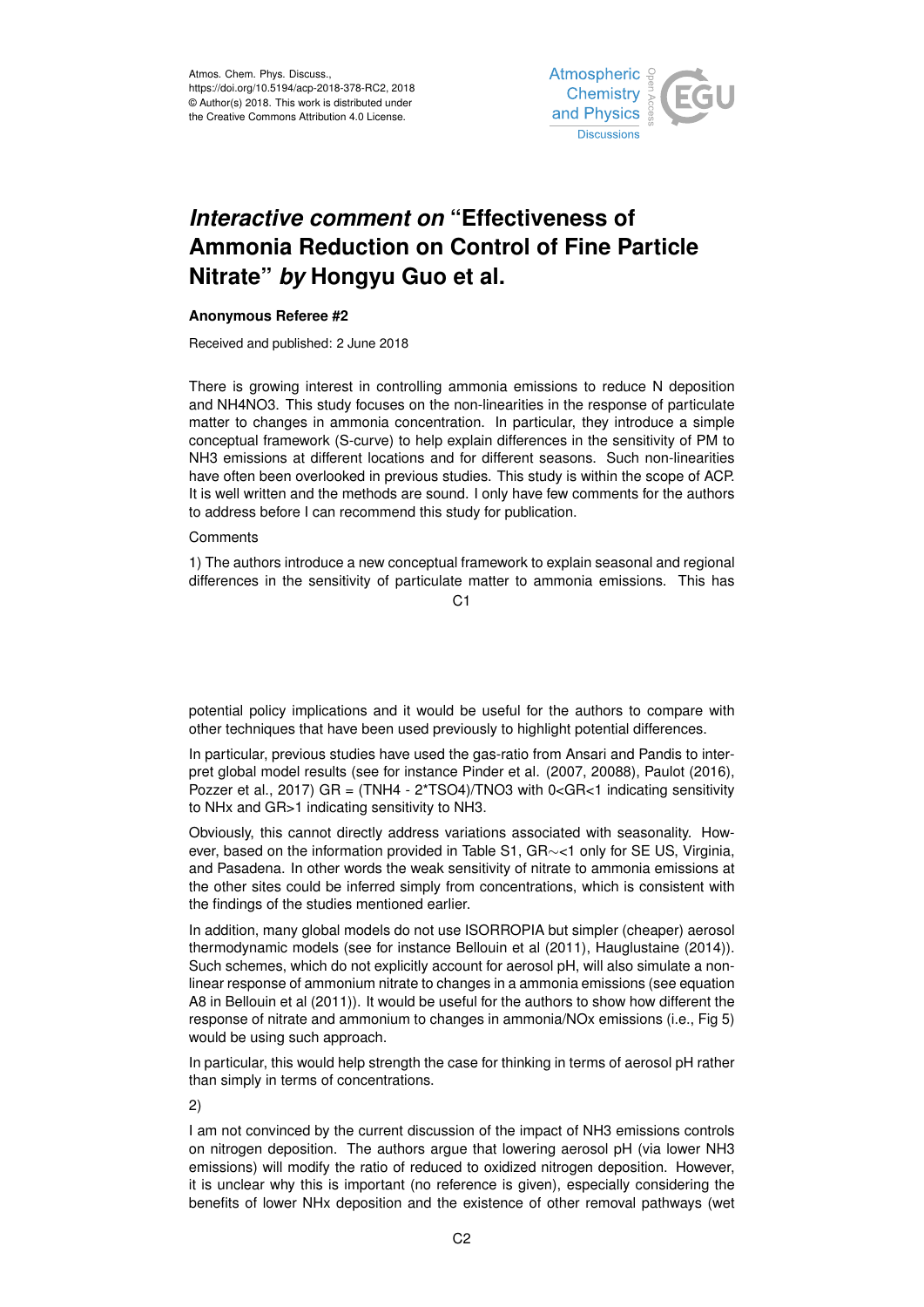Atmos. Chem. Phys. Discuss.,
https://doi.org/10.5194/acp-2018-378-RC2, 2018
© Author(s) 2018. This work is distributed under
the Creative Commons Attribution 4.0 License.

# *Interactive comment on* "Effectiveness of Ammonia Reduction on Control of Fine Particle Nitrate" *by* Hongyu Guo et al.

**Anonymous Referee #2**

Received and published: 2 June 2018

There is growing interest in controlling ammonia emissions to reduce N deposition and NH4NO3. This study focuses on the non-linearities in the response of particulate matter to changes in ammonia concentration. In particular, they introduce a simple conceptual framework (S-curve) to help explain differences in the sensitivity of PM to NH3 emissions at different locations and for different seasons. Such non-linearities have often been overlooked in previous studies. This study is within the scope of ACP. It is well written and the methods are sound. I only have few comments for the authors to address before I can recommend this study for publication.

Comments

1) The authors introduce a new conceptual framework to explain seasonal and regional differences in the sensitivity of particulate matter to ammonia emissions. This has potential policy implications and it would be useful for the authors to compare with other techniques that have been used previously to highlight potential differences.

In particular, previous studies have used the gas-ratio from Ansari and Pandis to interpret global model results (see for instance Pinder et al. (2007, 20088), Paulot (2016), Pozzer et al., 2017) GR = (TNH4 - 2*TSO4)/TNO3 with 0<GR<1 indicating sensitivity to NHx and GR>1 indicating sensitivity to NH3.

Obviously, this cannot directly address variations associated with seasonality. However, based on the information provided in Table S1, GR$\sim$<1 only for SE US, Virginia, and Pasadena. In other words the weak sensitivity of nitrate to ammonia emissions at the other sites could be inferred simply from concentrations, which is consistent with the findings of the studies mentioned earlier.

In addition, many global models do not use ISORROPIA but simpler (cheaper) aerosol thermodynamic models (see for instance Bellouin et al (2011), Hauglustaine (2014)). Such schemes, which do not explicitly account for aerosol pH, will also simulate a non-linear response of ammonium nitrate to changes in a ammonia emissions (see equation A8 in Bellouin et al (2011)). It would be useful for the authors to show how different the response of nitrate and ammonium to changes in ammonia/NOx emissions (i.e., Fig 5) would be using such approach.

In particular, this would help strength the case for thinking in terms of aerosol pH rather than simply in terms of concentrations.

2)

I am not convinced by the current discussion of the impact of NH3 emissions controls on nitrogen deposition. The authors argue that lowering aerosol pH (via lower NH3 emissions) will modify the ratio of reduced to oxidized nitrogen deposition. However, it is unclear why this is important (no reference is given), especially considering the benefits of lower NHx deposition and the existence of other removal pathways (wet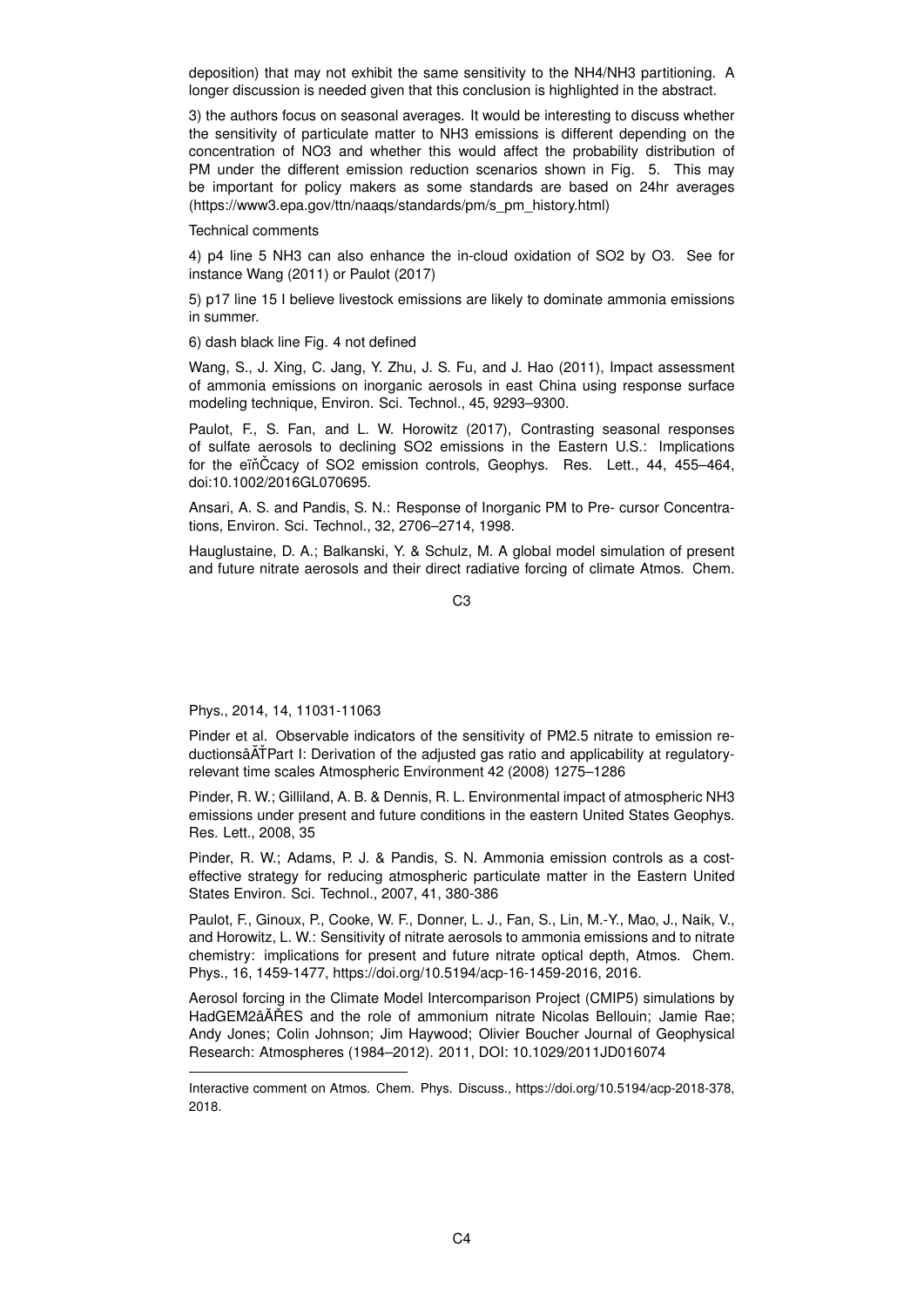deposition) that may not exhibit the same sensitivity to the $NH_4$/$NH_3$ partitioning. A longer discussion is needed given that this conclusion is highlighted in the abstract.

3) the authors focus on seasonal averages. It would be interesting to discuss whether the sensitivity of particulate matter to $NH_3$ emissions is different depending on the concentration of $NO_3$ and whether this would affect the probability distribution of PM under the different emission reduction scenarios shown in Fig. 5. This may be important for policy makers as some standards are based on 24hr averages (https://www3.epa.gov/ttn/naaqs/standards/pm/s_pm_history.html)

Technical comments

4) p4 line 5 $NH_3$ can also enhance the in-cloud oxidation of $SO_2$ by $O_3$. See for instance Wang (2011) or Paulot (2017)

5) p17 line 15 I believe livestock emissions are likely to dominate ammonia emissions in summer.

6) dash black line Fig. 4 not defined

Wang, S., J. Xing, C. Jang, Y. Zhu, J. S. Fu, and J. Hao (2011), Impact assessment of ammonia emissions on inorganic aerosols in east China using response surface modeling technique, Environ. Sci. Technol., 45, 9293–9300.

Paulot, F., S. Fan, and L. W. Horowitz (2017), Contrasting seasonal responses of sulfate aerosols to declining $SO_2$ emissions in the Eastern U.S.: Implications for the eïňČcacy of $SO_2$ emission controls, Geophys. Res. Lett., 44, 455–464, doi:10.1002/2016GL070695.

Ansari, A. S. and Pandis, S. N.: Response of Inorganic PM to Pre- cursor Concentrations, Environ. Sci. Technol., 32, 2706–2714, 1998.

Hauglustaine, D. A.; Balkanski, Y. & Schulz, M. A global model simulation of present and future nitrate aerosols and their direct radiative forcing of climate Atmos. Chem. Phys., 2014, 14, 11031-11063

Pinder et al. Observable indicators of the sensitivity of PM2.5 nitrate to emission reductionsâĂŤPart I: Derivation of the adjusted gas ratio and applicability at regulatory-relevant time scales Atmospheric Environment 42 (2008) 1275–1286

Pinder, R. W.; Gilliland, A. B. & Dennis, R. L. Environmental impact of atmospheric NH3 emissions under present and future conditions in the eastern United States Geophys. Res. Lett., 2008, 35

Pinder, R. W.; Adams, P. J. & Pandis, S. N. Ammonia emission controls as a cost-effective strategy for reducing atmospheric particulate matter in the Eastern United States Environ. Sci. Technol., 2007, 41, 380-386

Paulot, F., Ginoux, P., Cooke, W. F., Donner, L. J., Fan, S., Lin, M.-Y., Mao, J., Naik, V., and Horowitz, L. W.: Sensitivity of nitrate aerosols to ammonia emissions and to nitrate chemistry: implications for present and future nitrate optical depth, Atmos. Chem. Phys., 16, 1459-1477, https://doi.org/10.5194/acp-16-1459-2016, 2016.

Aerosol forcing in the Climate Model Intercomparison Project (CMIP5) simulations by HadGEM2âĂŘES and the role of ammonium nitrate Nicolas Bellouin; Jamie Rae; Andy Jones; Colin Johnson; Jim Haywood; Olivier Boucher Journal of Geophysical Research: Atmospheres (1984–2012). 2011, DOI: 10.1029/2011JD016074

---

Interactive comment on Atmos. Chem. Phys. Discuss., https://doi.org/10.5194/acp-2018-378, 2018.